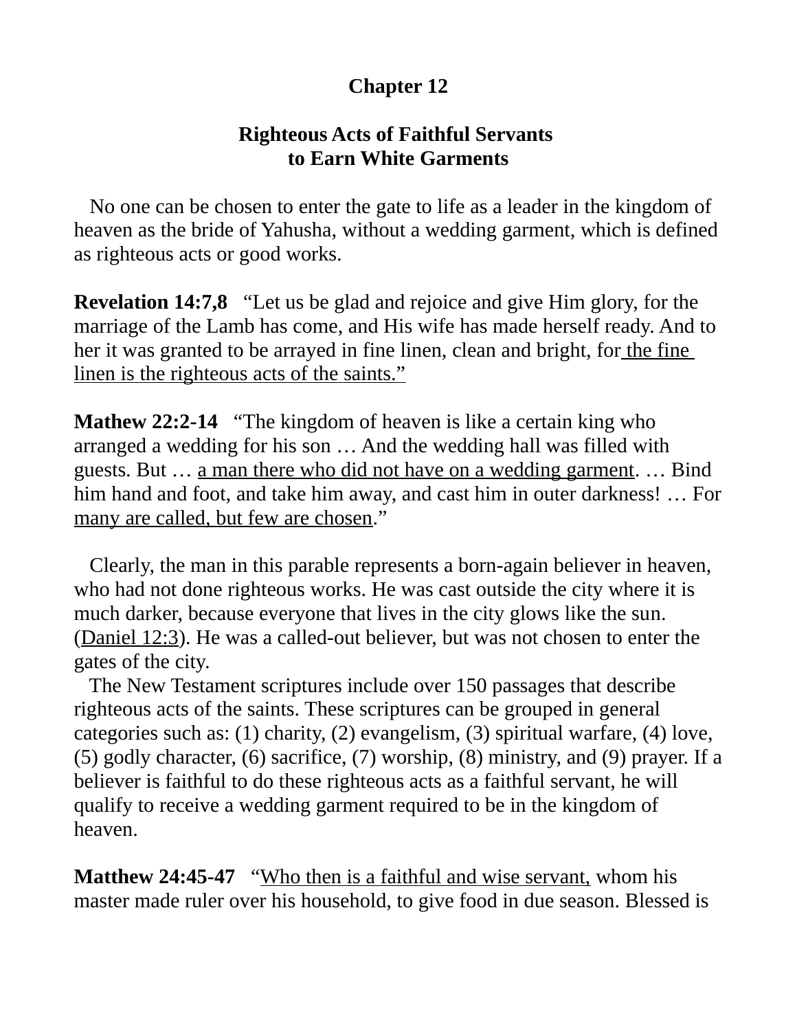# Chapter 12

## Righteous Acts of Faithful Servants to Earn White Garments

No one can be chosen to enter the gate to life as a leader in the kingdom of heaven as the bride of Yahusha, without a wedding garment, which is defined as righteous acts or good works.

**Revelation 14:7,8** "Let us be glad and rejoice and give Him glory, for the marriage of the Lamb has come, and His wife has made herself ready. And to her it was granted to be arrayed in fine linen, clean and bright, for <u>the fine linen is the righteous acts of the saints."</u>

**Mathew 22:2-14** "The kingdom of heaven is like a certain king who arranged a wedding for his son … And the wedding hall was filled with guests. But … <u>a man there who did not have on a wedding garment</u>. … Bind him hand and foot, and take him away, and cast him in outer darkness! … For <u>many are called, but few are chosen</u>."

Clearly, the man in this parable represents a born-again believer in heaven, who had not done righteous works. He was cast outside the city where it is much darker, because everyone that lives in the city glows like the sun. (<u>Daniel 12:3</u>). He was a called-out believer, but was not chosen to enter the gates of the city.

The New Testament scriptures include over 150 passages that describe righteous acts of the saints. These scriptures can be grouped in general categories such as: (1) charity, (2) evangelism, (3) spiritual warfare, (4) love, (5) godly character, (6) sacrifice, (7) worship, (8) ministry, and (9) prayer. If a believer is faithful to do these righteous acts as a faithful servant, he will qualify to receive a wedding garment required to be in the kingdom of heaven.

**Matthew 24:45-47** "<u>Who then is a faithful and wise servant,</u> whom his master made ruler over his household, to give food in due season. Blessed is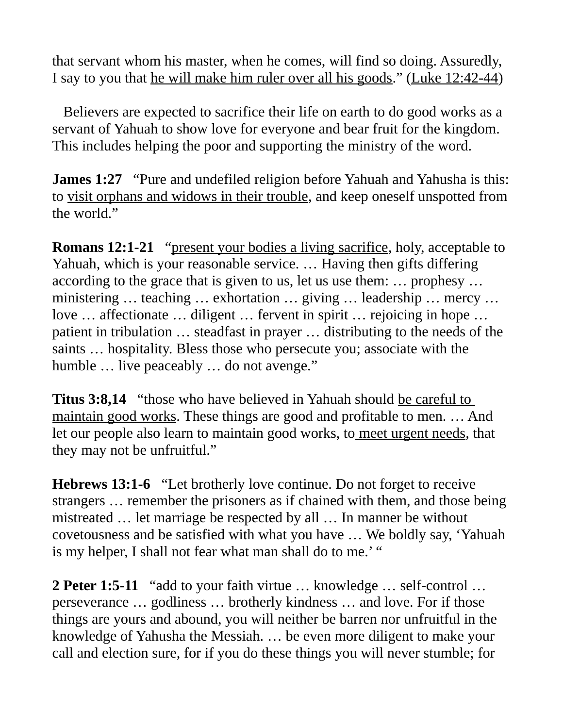that servant whom his master, when he comes, will find so doing. Assuredly, I say to you that <u>he will make him ruler over all his goods</u>." (<u>Luke 12:42-44</u>)

Believers are expected to sacrifice their life on earth to do good works as a servant of Yahuah to show love for everyone and bear fruit for the kingdom. This includes helping the poor and supporting the ministry of the word.

**James 1:27** "Pure and undefiled religion before Yahuah and Yahusha is this: to <u>visit orphans and widows in their trouble</u>, and keep oneself unspotted from the world."

**Romans 12:1-21** "<u>present your bodies a living sacrifice</u>, holy, acceptable to Yahuah, which is your reasonable service. … Having then gifts differing according to the grace that is given to us, let us use them: … prophesy … ministering … teaching … exhortation … giving … leadership … mercy … love … affectionate … diligent … fervent in spirit … rejoicing in hope … patient in tribulation … steadfast in prayer … distributing to the needs of the saints … hospitality. Bless those who persecute you; associate with the humble … live peaceably … do not avenge."

**Titus 3:8,14** "those who have believed in Yahuah should <u>be careful to maintain good works</u>. These things are good and profitable to men. … And let our people also learn to maintain good works, to <u>meet urgent needs</u>, that they may not be unfruitful."

**Hebrews 13:1-6** "Let brotherly love continue. Do not forget to receive strangers … remember the prisoners as if chained with them, and those being mistreated … let marriage be respected by all … In manner be without covetousness and be satisfied with what you have … We boldly say, 'Yahuah is my helper, I shall not fear what man shall do to me.' "

**2 Peter 1:5-11** "add to your faith virtue … knowledge … self-control … perseverance … godliness … brotherly kindness … and love. For if those things are yours and abound, you will neither be barren nor unfruitful in the knowledge of Yahusha the Messiah. … be even more diligent to make your call and election sure, for if you do these things you will never stumble; for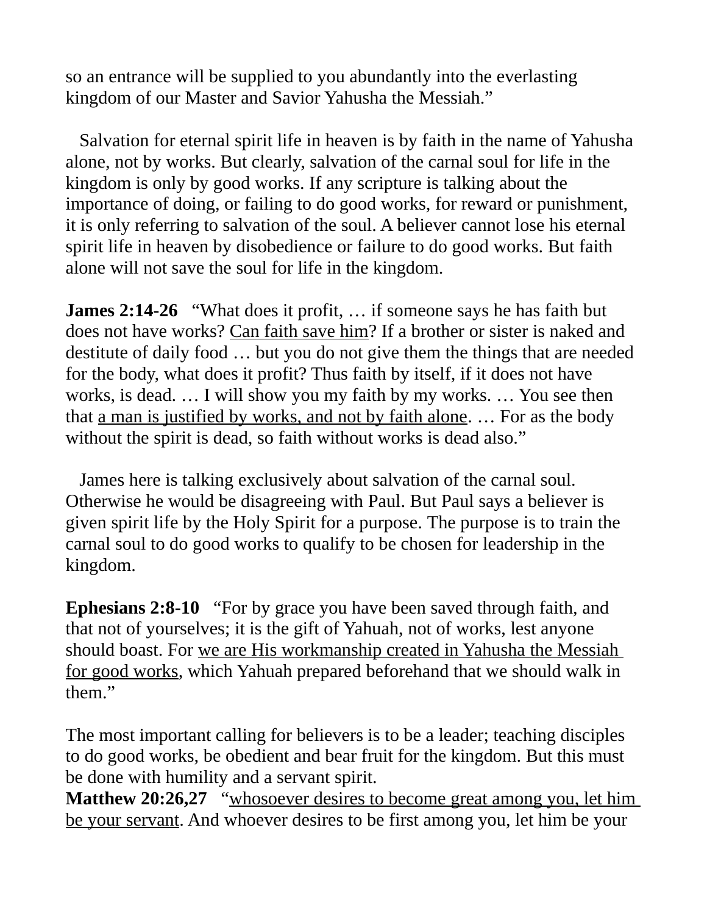so an entrance will be supplied to you abundantly into the everlasting kingdom of our Master and Savior Yahusha the Messiah."

Salvation for eternal spirit life in heaven is by faith in the name of Yahusha alone, not by works. But clearly, salvation of the carnal soul for life in the kingdom is only by good works. If any scripture is talking about the importance of doing, or failing to do good works, for reward or punishment, it is only referring to salvation of the soul. A believer cannot lose his eternal spirit life in heaven by disobedience or failure to do good works. But faith alone will not save the soul for life in the kingdom.

**James 2:14-26** "What does it profit, … if someone says he has faith but does not have works? <u>Can faith save him</u>? If a brother or sister is naked and destitute of daily food … but you do not give them the things that are needed for the body, what does it profit? Thus faith by itself, if it does not have works, is dead. … I will show you my faith by my works. … You see then that <u>a man is justified by works, and not by faith alone</u>. … For as the body without the spirit is dead, so faith without works is dead also."

James here is talking exclusively about salvation of the carnal soul. Otherwise he would be disagreeing with Paul. But Paul says a believer is given spirit life by the Holy Spirit for a purpose. The purpose is to train the carnal soul to do good works to qualify to be chosen for leadership in the kingdom.

**Ephesians 2:8-10** "For by grace you have been saved through faith, and that not of yourselves; it is the gift of Yahuah, not of works, lest anyone should boast. For <u>we are His workmanship created in Yahusha the Messiah for good works</u>, which Yahuah prepared beforehand that we should walk in them."

The most important calling for believers is to be a leader; teaching disciples to do good works, be obedient and bear fruit for the kingdom. But this must be done with humility and a servant spirit.

**Matthew 20:26,27** "<u>whosoever desires to become great among you, let him be your servant</u>. And whoever desires to be first among you, let him be your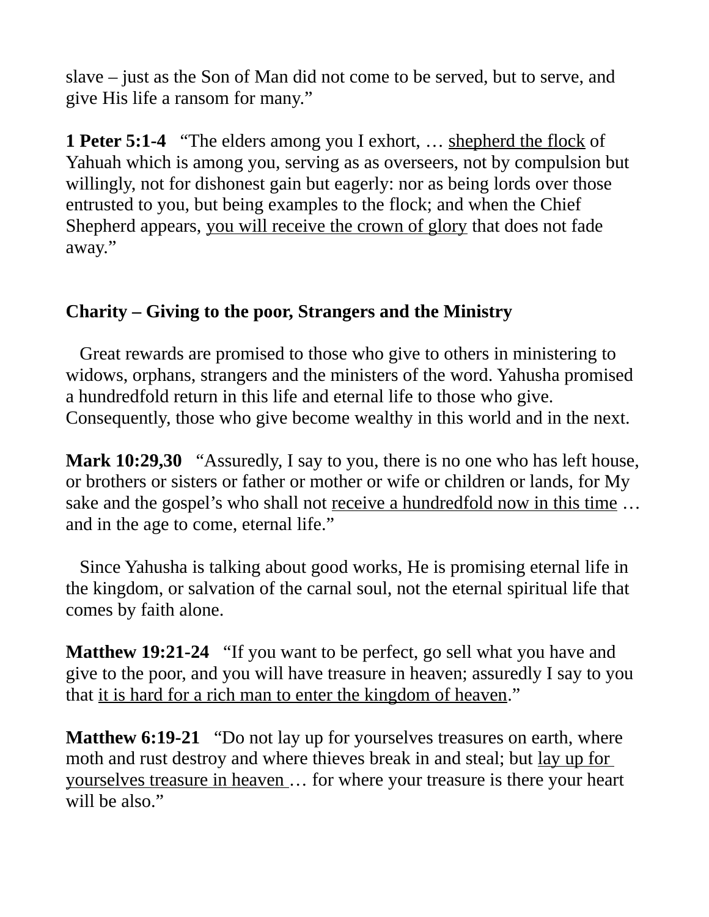slave – just as the Son of Man did not come to be served, but to serve, and give His life a ransom for many."

**1 Peter 5:1-4** "The elders among you I exhort, … <u>shepherd the flock</u> of Yahuah which is among you, serving as as overseers, not by compulsion but willingly, not for dishonest gain but eagerly: nor as being lords over those entrusted to you, but being examples to the flock; and when the Chief Shepherd appears, <u>you will receive the crown of glory</u> that does not fade away."

**Charity – Giving to the poor, Strangers and the Ministry**

Great rewards are promised to those who give to others in ministering to widows, orphans, strangers and the ministers of the word. Yahusha promised a hundredfold return in this life and eternal life to those who give. Consequently, those who give become wealthy in this world and in the next.

**Mark 10:29,30** "Assuredly, I say to you, there is no one who has left house, or brothers or sisters or father or mother or wife or children or lands, for My sake and the gospel's who shall not <u>receive a hundredfold now in this time</u> … and in the age to come, eternal life."

Since Yahusha is talking about good works, He is promising eternal life in the kingdom, or salvation of the carnal soul, not the eternal spiritual life that comes by faith alone.

**Matthew 19:21-24** "If you want to be perfect, go sell what you have and give to the poor, and you will have treasure in heaven; assuredly I say to you that <u>it is hard for a rich man to enter the kingdom of heaven</u>."

**Matthew 6:19-21** "Do not lay up for yourselves treasures on earth, where moth and rust destroy and where thieves break in and steal; but <u>lay up for yourselves treasure in heaven</u> … for where your treasure is there your heart will be also."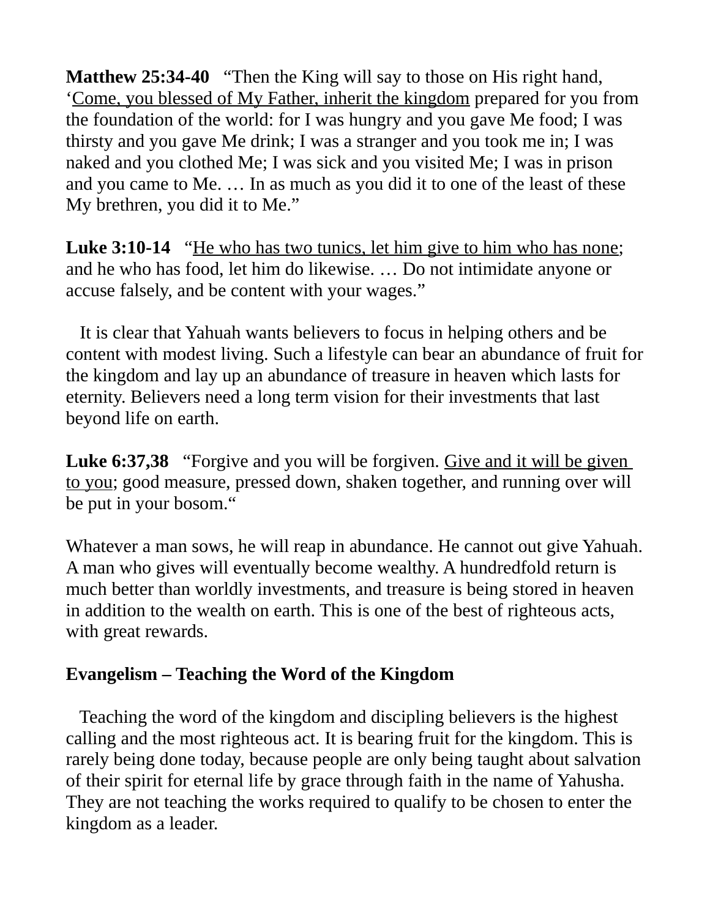**Matthew 25:34-40**   "Then the King will say to those on His right hand, '<u>Come, you blessed of My Father, inherit the kingdom</u> prepared for you from the foundation of the world: for I was hungry and you gave Me food; I was thirsty and you gave Me drink; I was a stranger and you took me in; I was naked and you clothed Me; I was sick and you visited Me; I was in prison and you came to Me. … In as much as you did it to one of the least of these My brethren, you did it to Me."

**Luke 3:10-14**   "<u>He who has two tunics, let him give to him who has none</u>; and he who has food, let him do likewise. … Do not intimidate anyone or accuse falsely, and be content with your wages."

It is clear that Yahuah wants believers to focus in helping others and be content with modest living. Such a lifestyle can bear an abundance of fruit for the kingdom and lay up an abundance of treasure in heaven which lasts for eternity. Believers need a long term vision for their investments that last beyond life on earth.

**Luke 6:37,38**   "Forgive and you will be forgiven. <u>Give and it will be given to you</u>; good measure, pressed down, shaken together, and running over will be put in your bosom."

Whatever a man sows, he will reap in abundance. He cannot out give Yahuah. A man who gives will eventually become wealthy. A hundredfold return is much better than worldly investments, and treasure is being stored in heaven in addition to the wealth on earth. This is one of the best of righteous acts, with great rewards.

**Evangelism – Teaching the Word of the Kingdom**

Teaching the word of the kingdom and discipling believers is the highest calling and the most righteous act. It is bearing fruit for the kingdom. This is rarely being done today, because people are only being taught about salvation of their spirit for eternal life by grace through faith in the name of Yahusha. They are not teaching the works required to qualify to be chosen to enter the kingdom as a leader.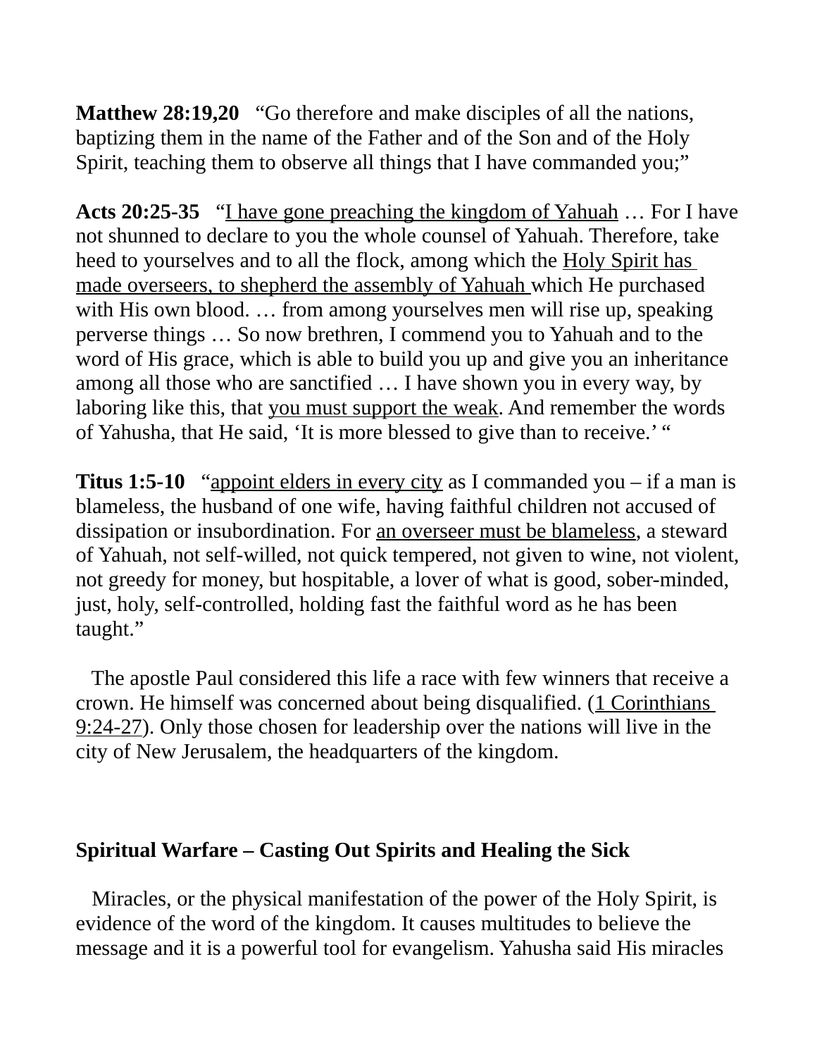**Matthew 28:19,20** "Go therefore and make disciples of all the nations, baptizing them in the name of the Father and of the Son and of the Holy Spirit, teaching them to observe all things that I have commanded you;"

**Acts 20:25-35** "I have gone preaching the kingdom of Yahuah … For I have not shunned to declare to you the whole counsel of Yahuah. Therefore, take heed to yourselves and to all the flock, among which the Holy Spirit has made overseers, to shepherd the assembly of Yahuah which He purchased with His own blood. … from among yourselves men will rise up, speaking perverse things … So now brethren, I commend you to Yahuah and to the word of His grace, which is able to build you up and give you an inheritance among all those who are sanctified … I have shown you in every way, by laboring like this, that you must support the weak. And remember the words of Yahusha, that He said, 'It is more blessed to give than to receive.' "

**Titus 1:5-10** "appoint elders in every city as I commanded you – if a man is blameless, the husband of one wife, having faithful children not accused of dissipation or insubordination. For an overseer must be blameless, a steward of Yahuah, not self-willed, not quick tempered, not given to wine, not violent, not greedy for money, but hospitable, a lover of what is good, sober-minded, just, holy, self-controlled, holding fast the faithful word as he has been taught."

The apostle Paul considered this life a race with few winners that receive a crown. He himself was concerned about being disqualified. (1 Corinthians 9:24-27). Only those chosen for leadership over the nations will live in the city of New Jerusalem, the headquarters of the kingdom.

## Spiritual Warfare – Casting Out Spirits and Healing the Sick

Miracles, or the physical manifestation of the power of the Holy Spirit, is evidence of the word of the kingdom. It causes multitudes to believe the message and it is a powerful tool for evangelism. Yahusha said His miracles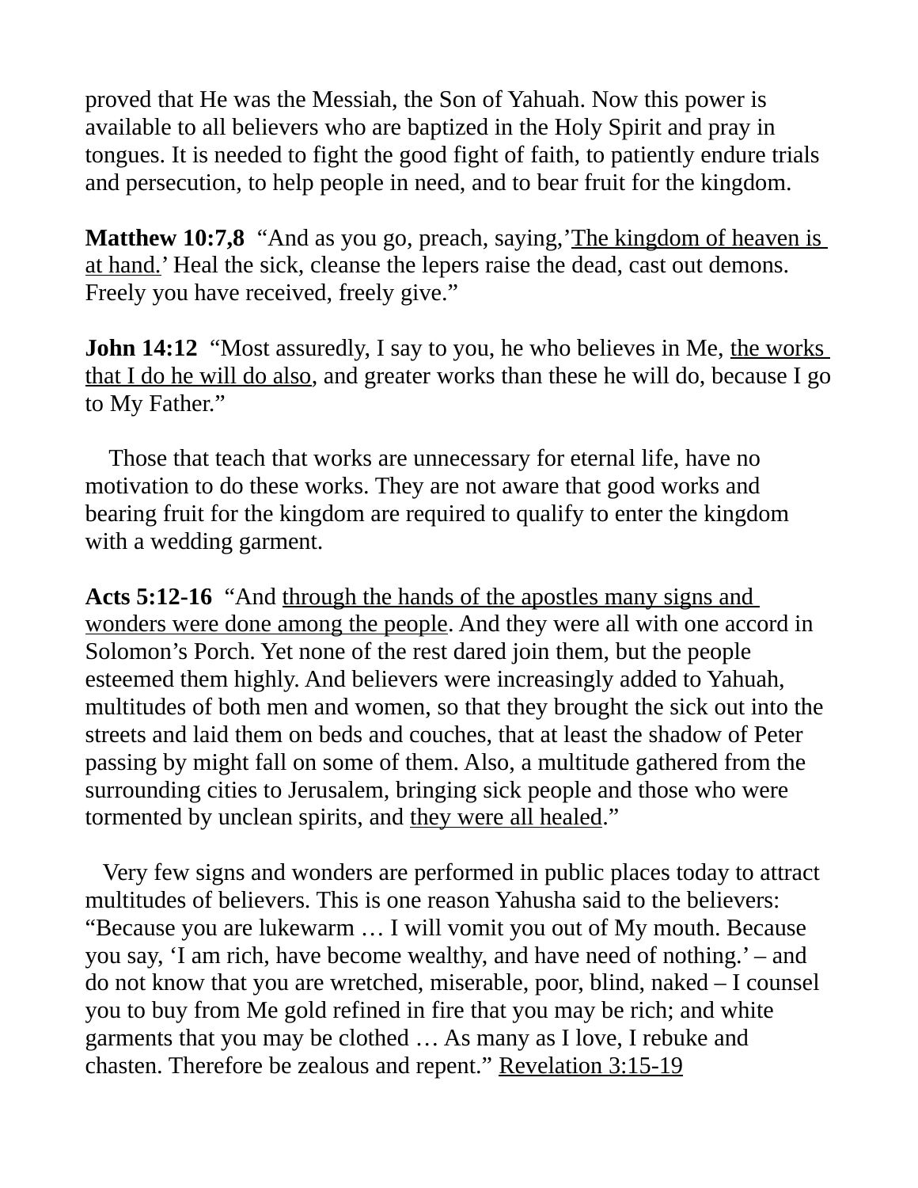proved that He was the Messiah, the Son of Yahuah. Now this power is available to all believers who are baptized in the Holy Spirit and pray in tongues. It is needed to fight the good fight of faith, to patiently endure trials and persecution, to help people in need, and to bear fruit for the kingdom.

**Matthew 10:7,8** "And as you go, preach, saying,'<u>The kingdom of heaven is at hand.</u>' Heal the sick, cleanse the lepers raise the dead, cast out demons. Freely you have received, freely give."

**John 14:12** "Most assuredly, I say to you, he who believes in Me, <u>the works that I do he will do also</u>, and greater works than these he will do, because I go to My Father."

Those that teach that works are unnecessary for eternal life, have no motivation to do these works. They are not aware that good works and bearing fruit for the kingdom are required to qualify to enter the kingdom with a wedding garment.

**Acts 5:12-16** "And <u>through the hands of the apostles many signs and wonders were done among the people</u>. And they were all with one accord in Solomon's Porch. Yet none of the rest dared join them, but the people esteemed them highly. And believers were increasingly added to Yahuah, multitudes of both men and women, so that they brought the sick out into the streets and laid them on beds and couches, that at least the shadow of Peter passing by might fall on some of them. Also, a multitude gathered from the surrounding cities to Jerusalem, bringing sick people and those who were tormented by unclean spirits, and <u>they were all healed</u>."

Very few signs and wonders are performed in public places today to attract multitudes of believers. This is one reason Yahusha said to the believers: "Because you are lukewarm … I will vomit you out of My mouth. Because you say, 'I am rich, have become wealthy, and have need of nothing.' – and do not know that you are wretched, miserable, poor, blind, naked – I counsel you to buy from Me gold refined in fire that you may be rich; and white garments that you may be clothed … As many as I love, I rebuke and chasten. Therefore be zealous and repent." <u>Revelation 3:15-19</u>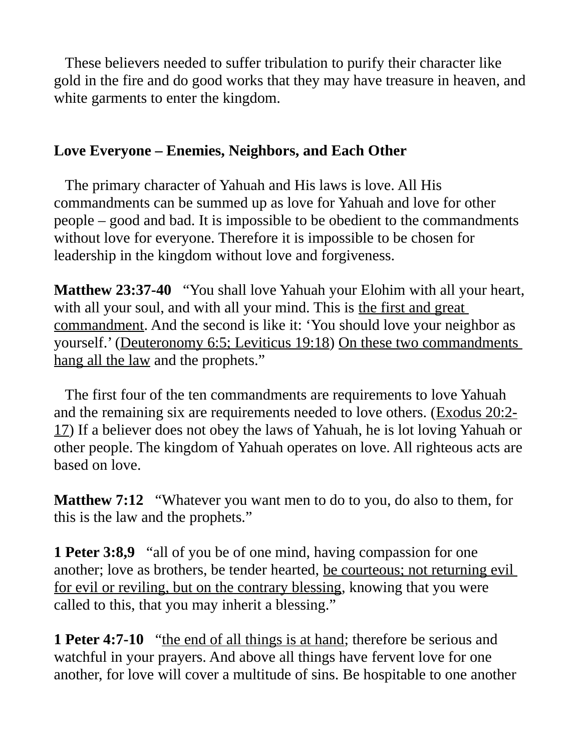These believers needed to suffer tribulation to purify their character like gold in the fire and do good works that they may have treasure in heaven, and white garments to enter the kingdom.

**Love Everyone – Enemies, Neighbors, and Each Other**

The primary character of Yahuah and His laws is love. All His commandments can be summed up as love for Yahuah and love for other people – good and bad. It is impossible to be obedient to the commandments without love for everyone. Therefore it is impossible to be chosen for leadership in the kingdom without love and forgiveness.

**Matthew 23:37-40** "You shall love Yahuah your Elohim with all your heart, with all your soul, and with all your mind. This is <u>the first and great commandment</u>. And the second is like it: 'You should love your neighbor as yourself.' (<u>Deuteronomy 6:5; Leviticus 19:18</u>) <u>On these two commandments hang all the law</u> and the prophets."

The first four of the ten commandments are requirements to love Yahuah and the remaining six are requirements needed to love others. (<u>Exodus 20:2-17</u>) If a believer does not obey the laws of Yahuah, he is lot loving Yahuah or other people. The kingdom of Yahuah operates on love. All righteous acts are based on love.

**Matthew 7:12** "Whatever you want men to do to you, do also to them, for this is the law and the prophets."

**1 Peter 3:8,9** "all of you be of one mind, having compassion for one another; love as brothers, be tender hearted, <u>be courteous; not returning evil for evil or reviling, but on the contrary blessing</u>, knowing that you were called to this, that you may inherit a blessing."

**1 Peter 4:7-10** "<u>the end of all things is at hand</u>; therefore be serious and watchful in your prayers. And above all things have fervent love for one another, for love will cover a multitude of sins. Be hospitable to one another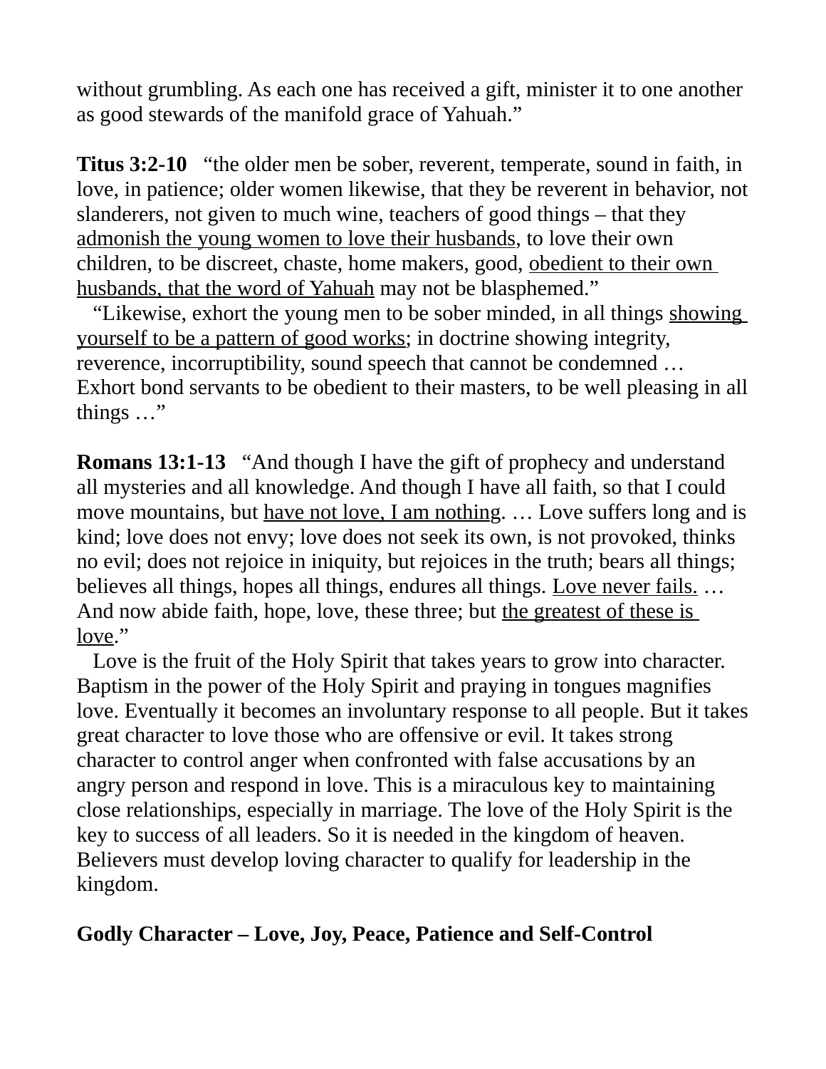without grumbling. As each one has received a gift, minister it to one another as good stewards of the manifold grace of Yahuah."

**Titus 3:2-10** "the older men be sober, reverent, temperate, sound in faith, in love, in patience; older women likewise, that they be reverent in behavior, not slanderers, not given to much wine, teachers of good things – that they <u>admonish the young women to love their husbands</u>, to love their own children, to be discreet, chaste, home makers, good, <u>obedient to their own husbands, that the word of Yahuah</u> may not be blasphemed."

"Likewise, exhort the young men to be sober minded, in all things <u>showing yourself to be a pattern of good works</u>; in doctrine showing integrity, reverence, incorruptibility, sound speech that cannot be condemned … Exhort bond servants to be obedient to their masters, to be well pleasing in all things …"

**Romans 13:1-13** "And though I have the gift of prophecy and understand all mysteries and all knowledge. And though I have all faith, so that I could move mountains, but <u>have not love, I am nothing</u>. … Love suffers long and is kind; love does not envy; love does not seek its own, is not provoked, thinks no evil; does not rejoice in iniquity, but rejoices in the truth; bears all things; believes all things, hopes all things, endures all things. <u>Love never fails.</u> … And now abide faith, hope, love, these three; but <u>the greatest of these is love</u>."

Love is the fruit of the Holy Spirit that takes years to grow into character. Baptism in the power of the Holy Spirit and praying in tongues magnifies love. Eventually it becomes an involuntary response to all people. But it takes great character to love those who are offensive or evil. It takes strong character to control anger when confronted with false accusations by an angry person and respond in love. This is a miraculous key to maintaining close relationships, especially in marriage. The love of the Holy Spirit is the key to success of all leaders. So it is needed in the kingdom of heaven. Believers must develop loving character to qualify for leadership in the kingdom.

**Godly Character – Love, Joy, Peace, Patience and Self-Control**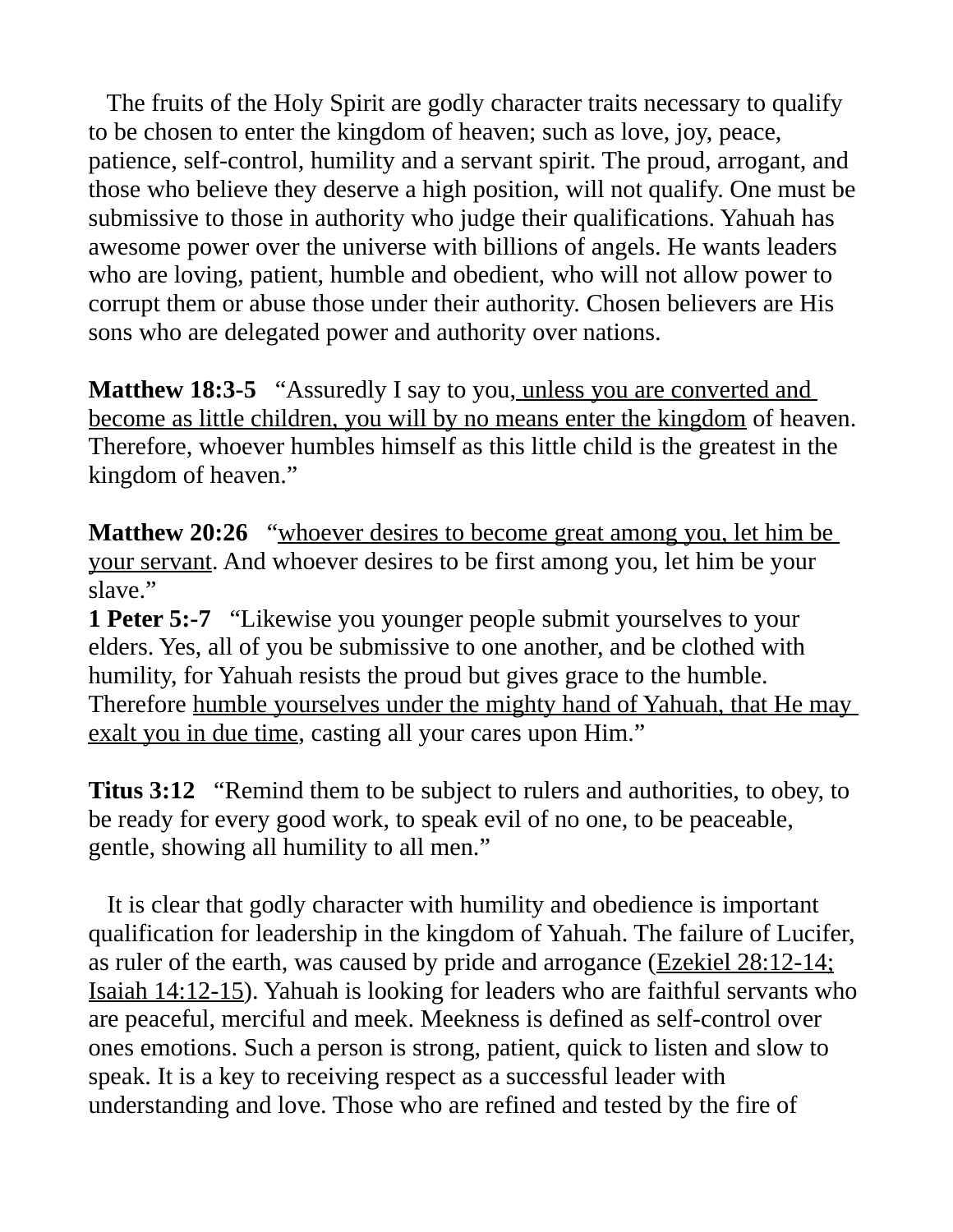The fruits of the Holy Spirit are godly character traits necessary to qualify to be chosen to enter the kingdom of heaven; such as love, joy, peace, patience, self-control, humility and a servant spirit. The proud, arrogant, and those who believe they deserve a high position, will not qualify. One must be submissive to those in authority who judge their qualifications. Yahuah has awesome power over the universe with billions of angels. He wants leaders who are loving, patient, humble and obedient, who will not allow power to corrupt them or abuse those under their authority. Chosen believers are His sons who are delegated power and authority over nations.

**Matthew 18:3-5** "Assuredly I say to you, <u>unless you are converted and become as little children, you will by no means enter the kingdom</u> of heaven. Therefore, whoever humbles himself as this little child is the greatest in the kingdom of heaven."

**Matthew 20:26** "<u>whoever desires to become great among you, let him be your servant</u>. And whoever desires to be first among you, let him be your slave."

**1 Peter 5:-7** "Likewise you younger people submit yourselves to your elders. Yes, all of you be submissive to one another, and be clothed with humility, for Yahuah resists the proud but gives grace to the humble. Therefore <u>humble yourselves under the mighty hand of Yahuah, that He may exalt you in due time</u>, casting all your cares upon Him."

**Titus 3:12** "Remind them to be subject to rulers and authorities, to obey, to be ready for every good work, to speak evil of no one, to be peaceable, gentle, showing all humility to all men."

It is clear that godly character with humility and obedience is important qualification for leadership in the kingdom of Yahuah. The failure of Lucifer, as ruler of the earth, was caused by pride and arrogance (<u>Ezekiel 28:12-14; Isaiah 14:12-15</u>). Yahuah is looking for leaders who are faithful servants who are peaceful, merciful and meek. Meekness is defined as self-control over ones emotions. Such a person is strong, patient, quick to listen and slow to speak. It is a key to receiving respect as a successful leader with understanding and love. Those who are refined and tested by the fire of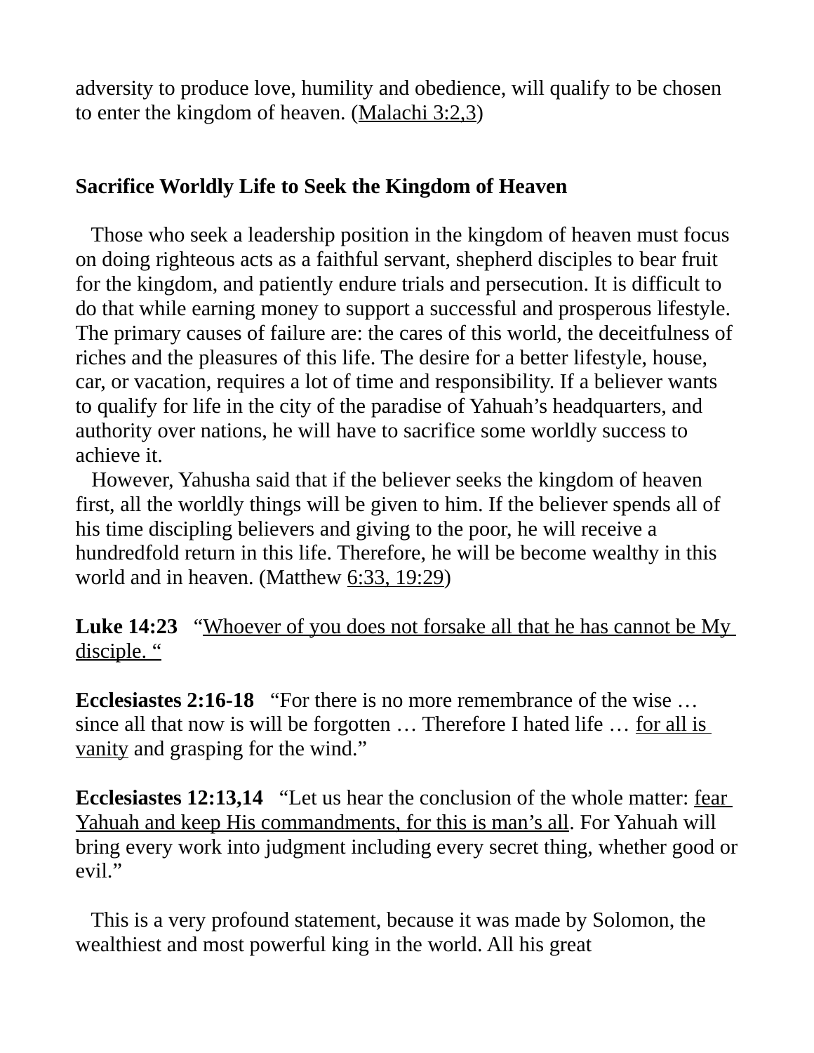adversity to produce love, humility and obedience, will qualify to be chosen to enter the kingdom of heaven. (Malachi 3:2,3)

**Sacrifice Worldly Life to Seek the Kingdom of Heaven**

Those who seek a leadership position in the kingdom of heaven must focus on doing righteous acts as a faithful servant, shepherd disciples to bear fruit for the kingdom, and patiently endure trials and persecution. It is difficult to do that while earning money to support a successful and prosperous lifestyle. The primary causes of failure are: the cares of this world, the deceitfulness of riches and the pleasures of this life. The desire for a better lifestyle, house, car, or vacation, requires a lot of time and responsibility. If a believer wants to qualify for life in the city of the paradise of Yahuah's headquarters, and authority over nations, he will have to sacrifice some worldly success to achieve it.

However, Yahusha said that if the believer seeks the kingdom of heaven first, all the worldly things will be given to him. If the believer spends all of his time discipling believers and giving to the poor, he will receive a hundredfold return in this life. Therefore, he will be become wealthy in this world and in heaven. (Matthew 6:33, 19:29)

**Luke 14:23** "Whoever of you does not forsake all that he has cannot be My disciple. "

**Ecclesiastes 2:16-18** "For there is no more remembrance of the wise … since all that now is will be forgotten … Therefore I hated life … for all is vanity and grasping for the wind."

**Ecclesiastes 12:13,14** "Let us hear the conclusion of the whole matter: fear Yahuah and keep His commandments, for this is man's all. For Yahuah will bring every work into judgment including every secret thing, whether good or evil."

This is a very profound statement, because it was made by Solomon, the wealthiest and most powerful king in the world. All his great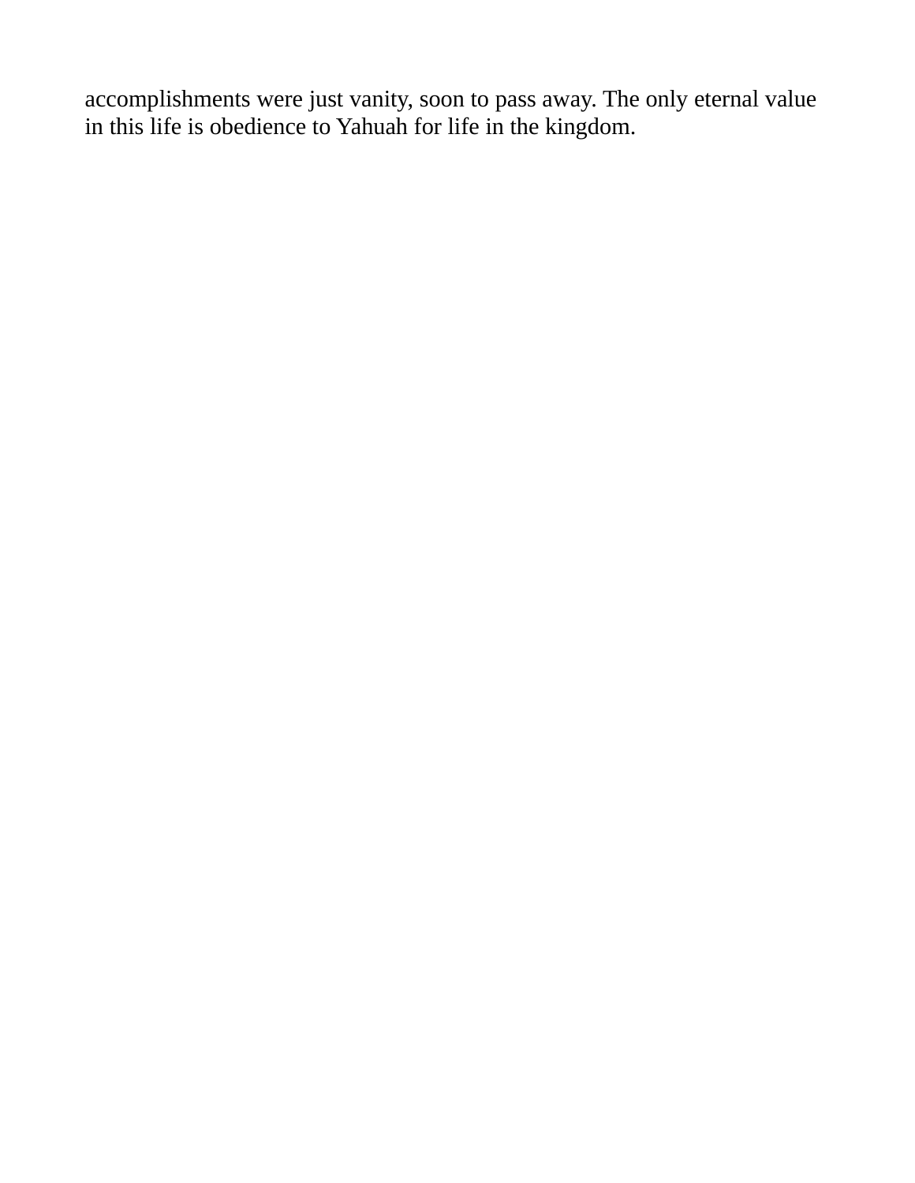accomplishments were just vanity, soon to pass away. The only eternal value in this life is obedience to Yahuah for life in the kingdom.